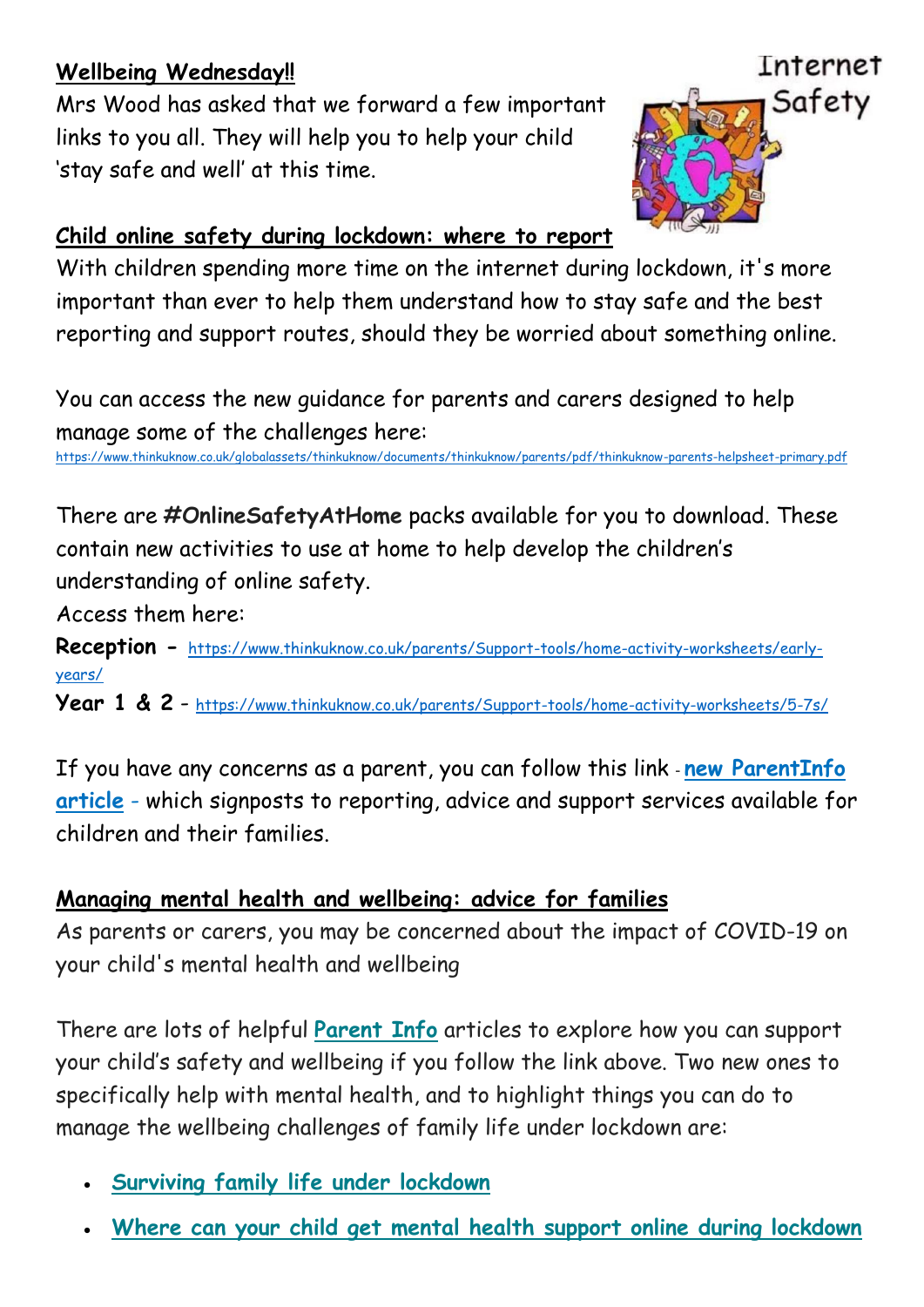**Wellbeing Wednesday!!**

Mrs Wood has asked that we forward a few important links to you all. They will help you to help your child 'stay safe and well' at this time.

Internet Safety

**Child online safety during lockdown: where to report**

With children spending more time on the internet during lockdown, it's more important than ever to help them understand how to stay safe and the best reporting and support routes, should they be worried about something online.

You can access the new guidance for parents and carers designed to help manage some of the challenges here:
https://www.thinkuknow.co.uk/globalassets/thinkuknow/documents/thinkuknow/parents/pdf/thinkuknow-parents-helpsheet-primary.pdf

There are **#OnlineSafetyAtHome** packs available for you to download. These contain new activities to use at home to help develop the children's understanding of online safety.

Access them here:

**Reception** - https://www.thinkuknow.co.uk/parents/Support-tools/home-activity-worksheets/early-years/

**Year 1 & 2** - https://www.thinkuknow.co.uk/parents/Support-tools/home-activity-worksheets/5-7s/

If you have any concerns as a parent, you can follow this link - **new ParentInfo article** - which signposts to reporting, advice and support services available for children and their families.

**Managing mental health and wellbeing: advice for families**

As parents or carers, you may be concerned about the impact of COVID-19 on your child's mental health and wellbeing

There are lots of helpful **Parent Info** articles to explore how you can support your child's safety and wellbeing if you follow the link above. Two new ones to specifically help with mental health, and to highlight things you can do to manage the wellbeing challenges of family life under lockdown are:

- **Surviving family life under lockdown**
- **Where can your child get mental health support online during lockdown**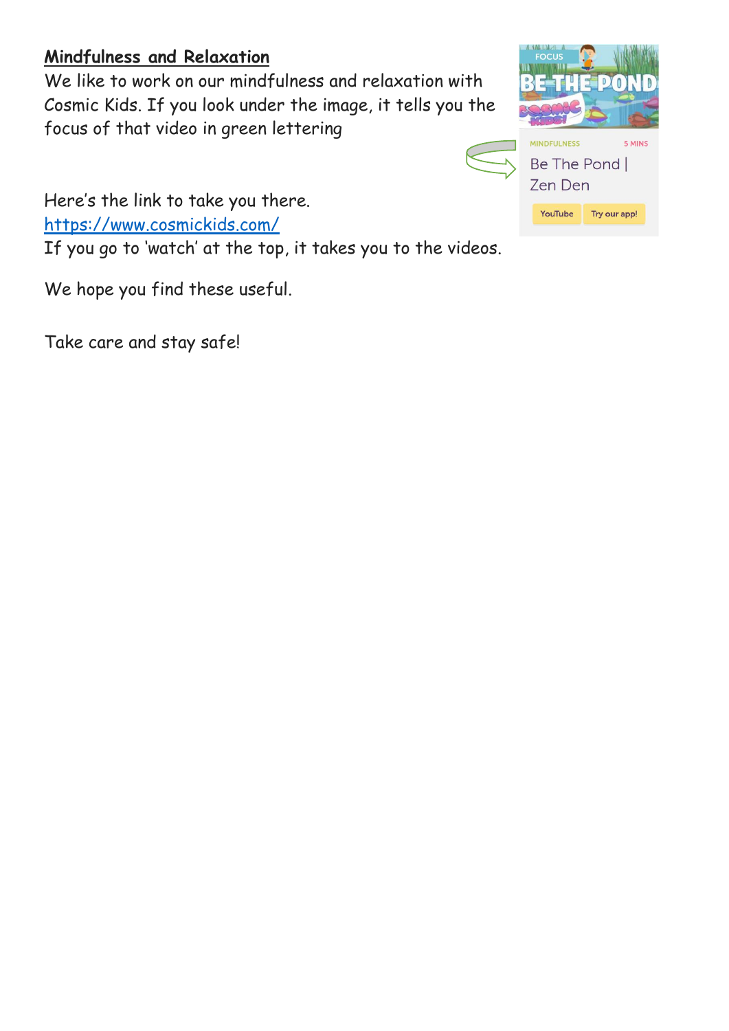**Mindfulness and Relaxation**

We like to work on our mindfulness and relaxation with Cosmic Kids. If you look under the image, it tells you the focus of that video in green lettering

Here's the link to take you there.
https://www.cosmickids.com/
If you go to 'watch' at the top, it takes you to the videos.

We hope you find these useful.

Take care and stay safe!